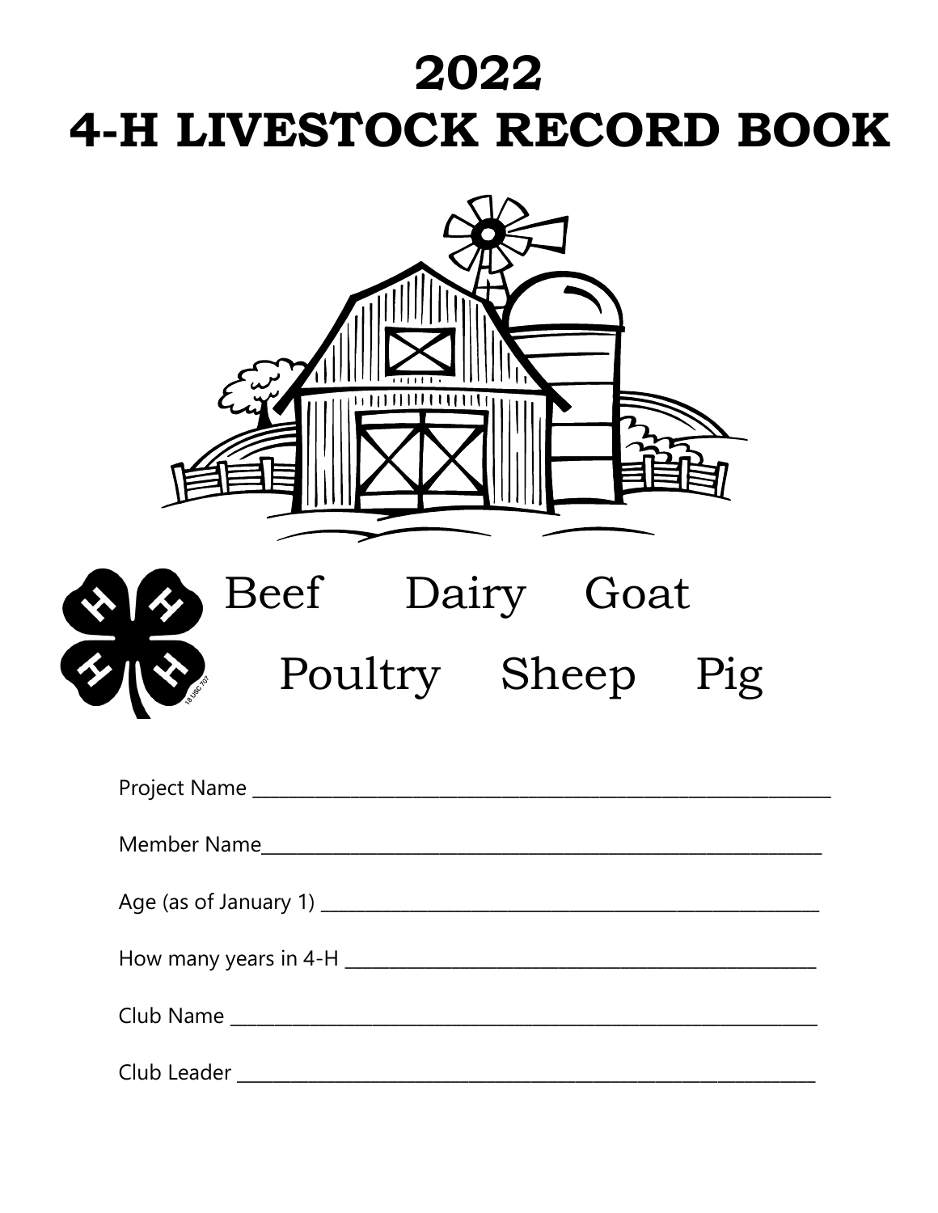# 2022
# 4-H LIVESTOCK RECORD BOOK

Beef Dairy Goat

Poultry Sheep Pig

Project Name ______________________________________________

Member Name______________________________________________

Age (as of January 1) _______________________________________

How many years in 4-H ______________________________________

Club Name ________________________________________________

Club Leader _______________________________________________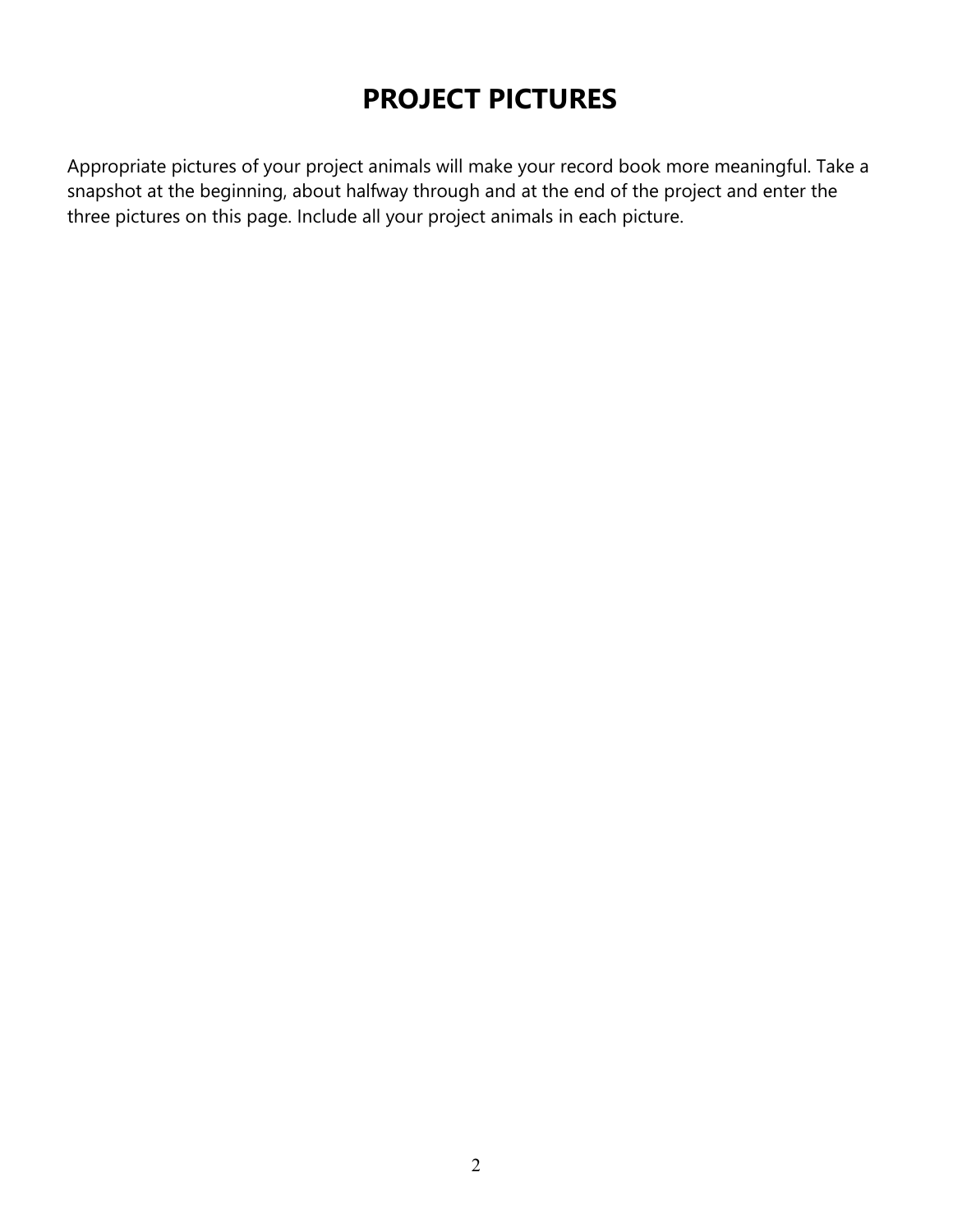# PROJECT PICTURES

Appropriate pictures of your project animals will make your record book more meaningful. Take a snapshot at the beginning, about halfway through and at the end of the project and enter the three pictures on this page. Include all your project animals in each picture.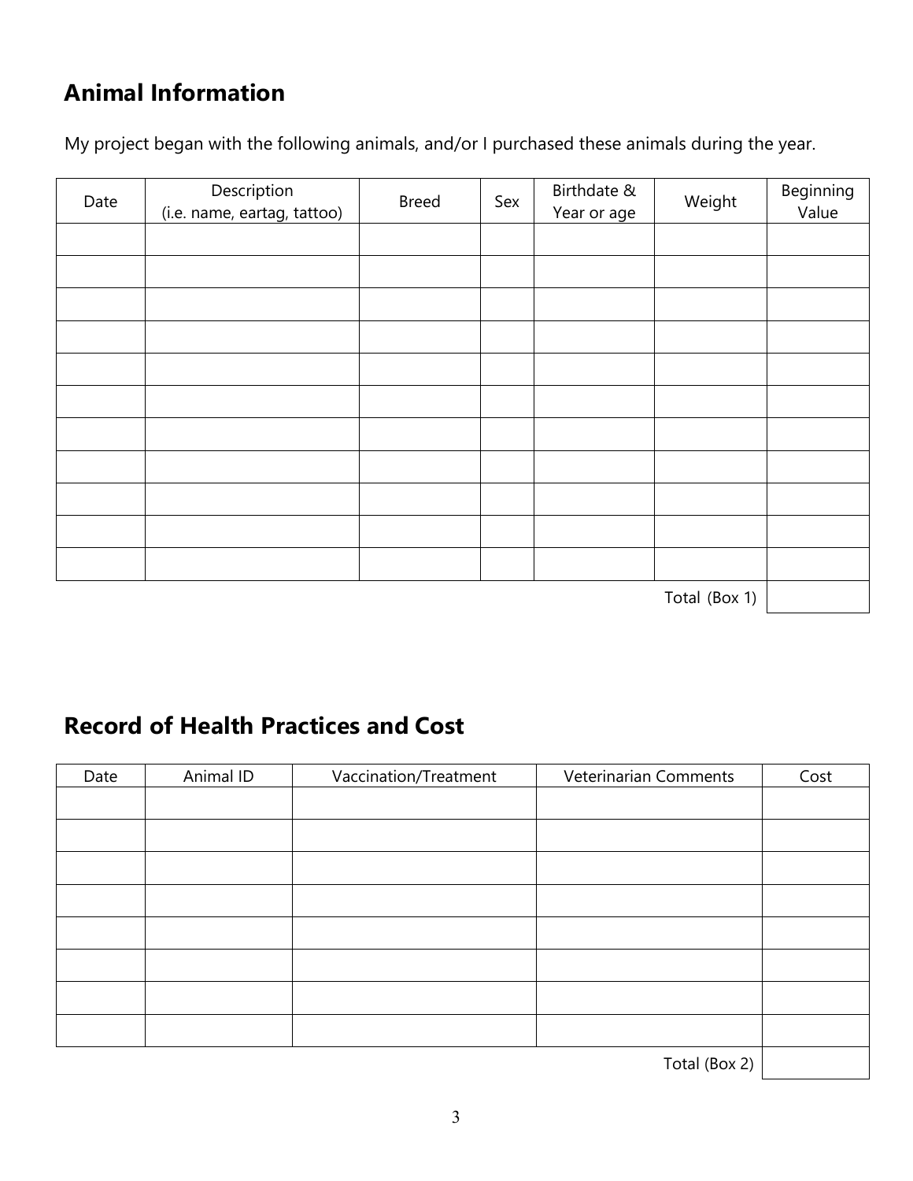## Animal Information

My project began with the following animals, and/or I purchased these animals during the year.

| Date | Description (i.e. name, eartag, tattoo) | Breed | Sex | Birthdate & Year or age | Weight | Beginning Value |
|---|---|---|---|---|---|---|
| | | | | | | |
| | | | | | | |
| | | | | | | |
| | | | | | | |
| | | | | | | |
| | | | | | | |
| | | | | | | |
| | | | | | | |
| | | | | | | |
| | | | | | | |
| | | | | | | |
| | | | | | Total (Box 1) | |

## Record of Health Practices and Cost

| Date | Animal ID | Vaccination/Treatment | Veterinarian Comments | Cost |
|---|---|---|---|---|
| | | | | |
| | | | | |
| | | | | |
| | | | | |
| | | | | |
| | | | | |
| | | | | |
| | | | | |
| | | | Total (Box 2) | |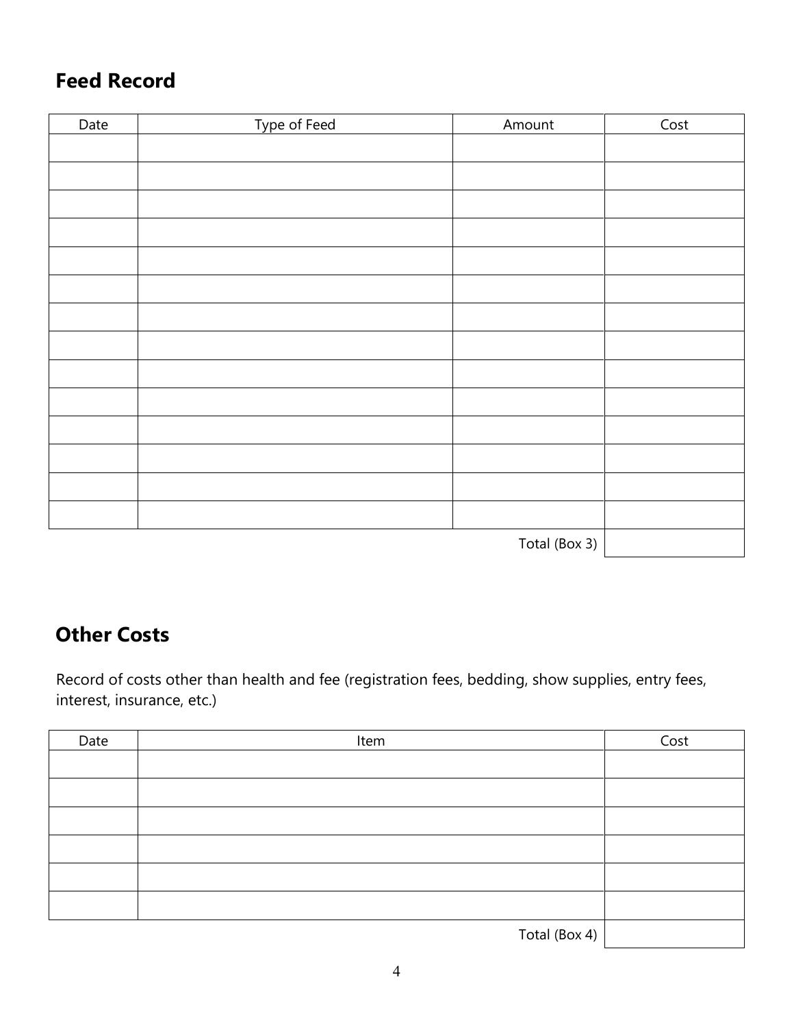## Feed Record

| Date | Type of Feed | Amount | Cost |
|---|---|---|---|
| | | | |
| | | | |
| | | | |
| | | | |
| | | | |
| | | | |
| | | | |
| | | | |
| | | | |
| | | | |
| | | | |
| | | | |
| | | | |
| | | | |
| | | Total (Box 3) | |

## Other Costs

Record of costs other than health and fee (registration fees, bedding, show supplies, entry fees, interest, insurance, etc.)

| Date | Item | Cost |
|---|---|---|
| | | |
| | | |
| | | |
| | | |
| | | |
| | | |
| | Total (Box 4) | |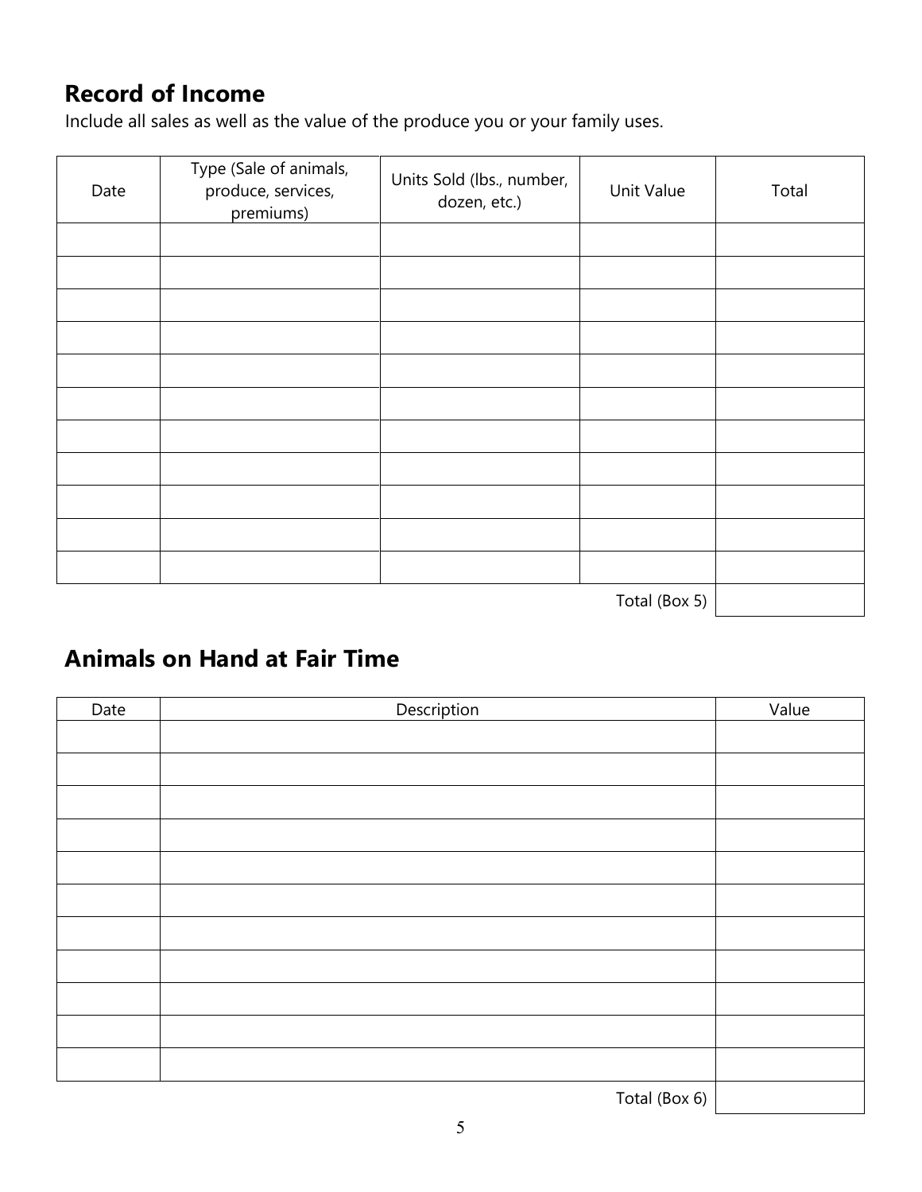## Record of Income

Include all sales as well as the value of the produce you or your family uses.

| Date | Type (Sale of animals, produce, services, premiums) | Units Sold (lbs., number, dozen, etc.) | Unit Value | Total |
|---|---|---|---|---|
| | | | | |
| | | | | |
| | | | | |
| | | | | |
| | | | | |
| | | | | |
| | | | | |
| | | | | |
| | | | | |
| | | | | |
| | | | | |
| | | | Total (Box 5) | |

## Animals on Hand at Fair Time

| Date | Description | Value |
|---|---|---|
| | | |
| | | |
| | | |
| | | |
| | | |
| | | |
| | | |
| | | |
| | | |
| | | |
| | | |
| | Total (Box 6) | |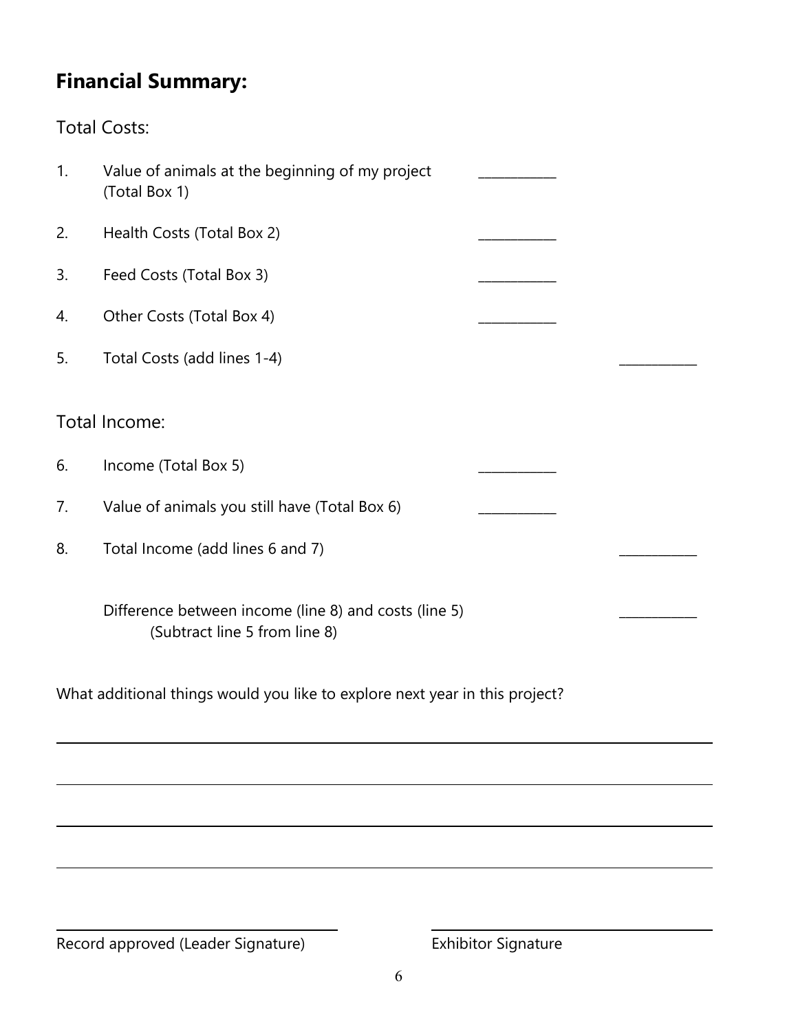## **Financial Summary:**

Total Costs:

1. Value of animals at the beginning of my project (Total Box 1) ___________
2. Health Costs (Total Box 2) ___________
3. Feed Costs (Total Box 3) ___________
4. Other Costs (Total Box 4) ___________
5. Total Costs (add lines 1-4) ___________

Total Income:

6. Income (Total Box 5) ___________
7. Value of animals you still have (Total Box 6) ___________
8. Total Income (add lines 6 and 7) ___________

Difference between income (line 8) and costs (line 5) ___________
(Subtract line 5 from line 8)

What additional things would you like to explore next year in this project?

______________________________________________________________________________

______________________________________________________________________________

______________________________________________________________________________

______________________________________________________________________________

_________________________________ _________________________________
Record approved (Leader Signature) Exhibitor Signature